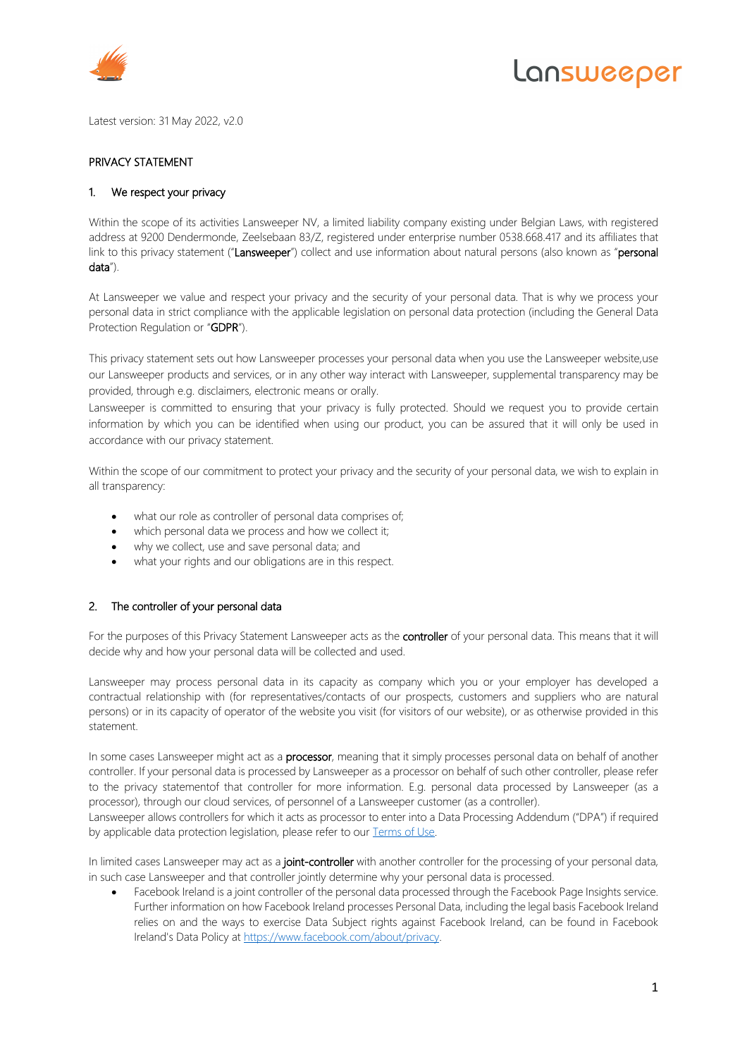Latest version: 31 May 2022, v2.0

# PRIVACY STATEMENT

## 1. We respect your privacy

Within the scope of its activities Lansweeper NV, a limited liability company existing under Belgian Laws, with registered address at 9200 Dendermonde, Zeelsebaan 83/Z, registered under enterprise number 0538.668.417 and its affiliates that link to this privacy statement ("**Lansweeper**") collect and use information about natural persons (also known as "**personal data**").

At Lansweeper we value and respect your privacy and the security of your personal data. That is why we process your personal data in strict compliance with the applicable legislation on personal data protection (including the General Data Protection Regulation or "**GDPR**").

This privacy statement sets out how Lansweeper processes your personal data when you use the Lansweeper website,use our Lansweeper products and services, or in any other way interact with Lansweeper, supplemental transparency may be provided, through e.g. disclaimers, electronic means or orally.
Lansweeper is committed to ensuring that your privacy is fully protected. Should we request you to provide certain information by which you can be identified when using our product, you can be assured that it will only be used in accordance with our privacy statement.

Within the scope of our commitment to protect your privacy and the security of your personal data, we wish to explain in all transparency:

- what our role as controller of personal data comprises of;
- which personal data we process and how we collect it;
- why we collect, use and save personal data; and
- what your rights and our obligations are in this respect.

## 2. The controller of your personal data

For the purposes of this Privacy Statement Lansweeper acts as the **controller** of your personal data. This means that it will decide why and how your personal data will be collected and used.

Lansweeper may process personal data in its capacity as company which you or your employer has developed a contractual relationship with (for representatives/contacts of our prospects, customers and suppliers who are natural persons) or in its capacity of operator of the website you visit (for visitors of our website), or as otherwise provided in this statement.

In some cases Lansweeper might act as a **processor**, meaning that it simply processes personal data on behalf of another controller. If your personal data is processed by Lansweeper as a processor on behalf of such other controller, please refer to the privacy statementof that controller for more information. E.g. personal data processed by Lansweeper (as a processor), through our cloud services, of personnel of a Lansweeper customer (as a controller).
Lansweeper allows controllers for which it acts as processor to enter into a Data Processing Addendum ("DPA") if required by applicable data protection legislation, please refer to our Terms of Use.

In limited cases Lansweeper may act as a **joint-controller** with another controller for the processing of your personal data, in such case Lansweeper and that controller jointly determine why your personal data is processed.

- Facebook Ireland is a joint controller of the personal data processed through the Facebook Page Insights service. Further information on how Facebook Ireland processes Personal Data, including the legal basis Facebook Ireland relies on and the ways to exercise Data Subject rights against Facebook Ireland, can be found in Facebook Ireland's Data Policy at https://www.facebook.com/about/privacy.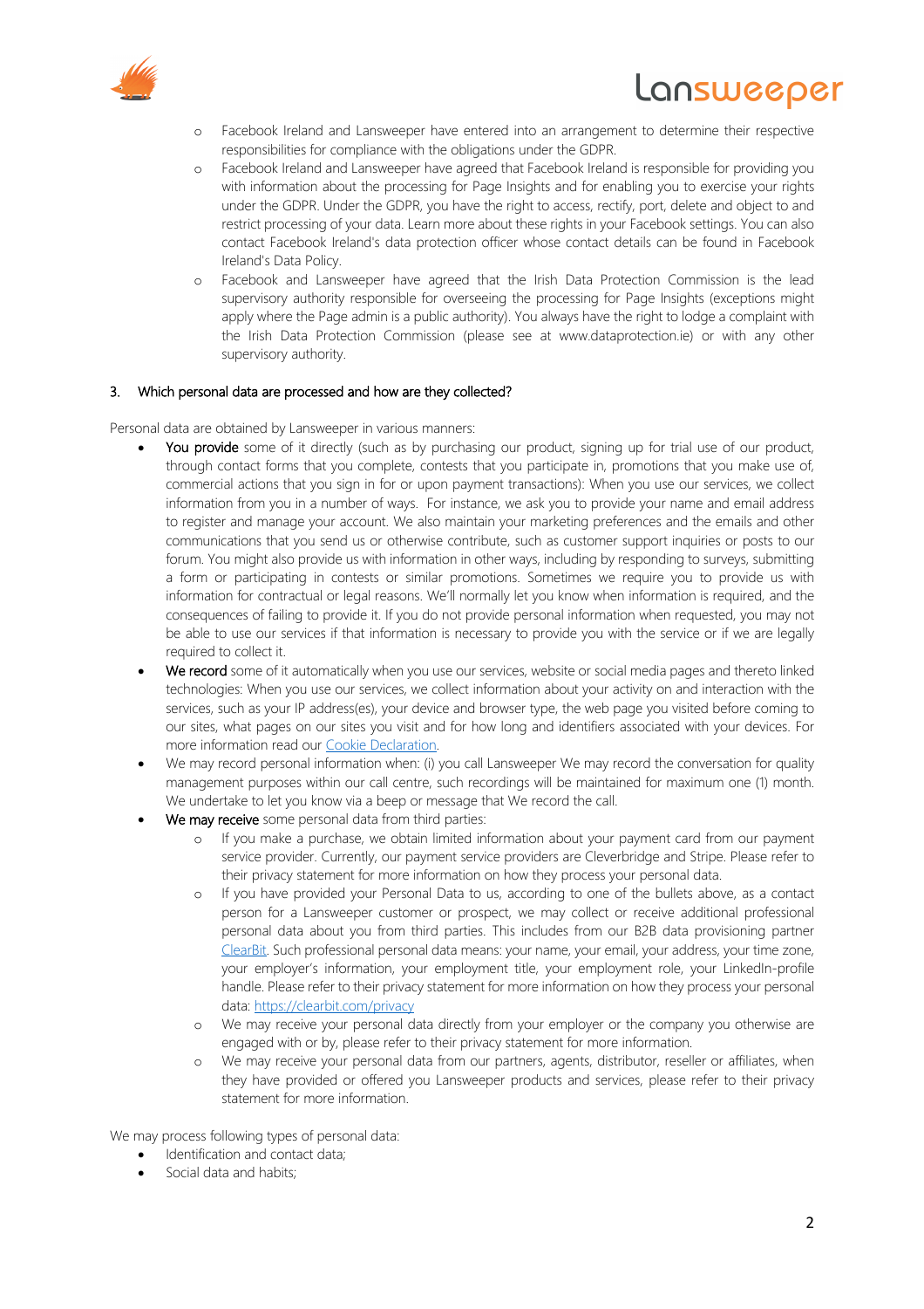- Facebook Ireland and Lansweeper have entered into an arrangement to determine their respective responsibilities for compliance with the obligations under the GDPR.
- Facebook Ireland and Lansweeper have agreed that Facebook Ireland is responsible for providing you with information about the processing for Page Insights and for enabling you to exercise your rights under the GDPR. Under the GDPR, you have the right to access, rectify, port, delete and object to and restrict processing of your data. Learn more about these rights in your Facebook settings. You can also contact Facebook Ireland's data protection officer whose contact details can be found in Facebook Ireland's Data Policy.
- Facebook and Lansweeper have agreed that the Irish Data Protection Commission is the lead supervisory authority responsible for overseeing the processing for Page Insights (exceptions might apply where the Page admin is a public authority). You always have the right to lodge a complaint with the Irish Data Protection Commission (please see at www.dataprotection.ie) or with any other supervisory authority.

## 3. Which personal data are processed and how are they collected?

Personal data are obtained by Lansweeper in various manners:

- **You provide** some of it directly (such as by purchasing our product, signing up for trial use of our product, through contact forms that you complete, contests that you participate in, promotions that you make use of, commercial actions that you sign in for or upon payment transactions): When you use our services, we collect information from you in a number of ways. For instance, we ask you to provide your name and email address to register and manage your account. We also maintain your marketing preferences and the emails and other communications that you send us or otherwise contribute, such as customer support inquiries or posts to our forum. You might also provide us with information in other ways, including by responding to surveys, submitting a form or participating in contests or similar promotions. Sometimes we require you to provide us with information for contractual or legal reasons. We'll normally let you know when information is required, and the consequences of failing to provide it. If you do not provide personal information when requested, you may not be able to use our services if that information is necessary to provide you with the service or if we are legally required to collect it.
- **We record** some of it automatically when you use our services, website or social media pages and thereto linked technologies: When you use our services, we collect information about your activity on and interaction with the services, such as your IP address(es), your device and browser type, the web page you visited before coming to our sites, what pages on our sites you visit and for how long and identifiers associated with your devices. For more information read our [Cookie Declaration](#).
- We may record personal information when: (i) you call Lansweeper We may record the conversation for quality management purposes within our call centre, such recordings will be maintained for maximum one (1) month. We undertake to let you know via a beep or message that We record the call.
- **We may receive** some personal data from third parties:
  - If you make a purchase, we obtain limited information about your payment card from our payment service provider. Currently, our payment service providers are Cleverbridge and Stripe. Please refer to their privacy statement for more information on how they process your personal data.
  - If you have provided your Personal Data to us, according to one of the bullets above, as a contact person for a Lansweeper customer or prospect, we may collect or receive additional professional personal data about you from third parties. This includes from our B2B data provisioning partner [ClearBit](#). Such professional personal data means: your name, your email, your address, your time zone, your employer's information, your employment title, your employment role, your LinkedIn-profile handle. Please refer to their privacy statement for more information on how they process your personal data: [https://clearbit.com/privacy](https://clearbit.com/privacy)
  - We may receive your personal data directly from your employer or the company you otherwise are engaged with or by, please refer to their privacy statement for more information.
  - We may receive your personal data from our partners, agents, distributor, reseller or affiliates, when they have provided or offered you Lansweeper products and services, please refer to their privacy statement for more information.

We may process following types of personal data:

- Identification and contact data;
- Social data and habits;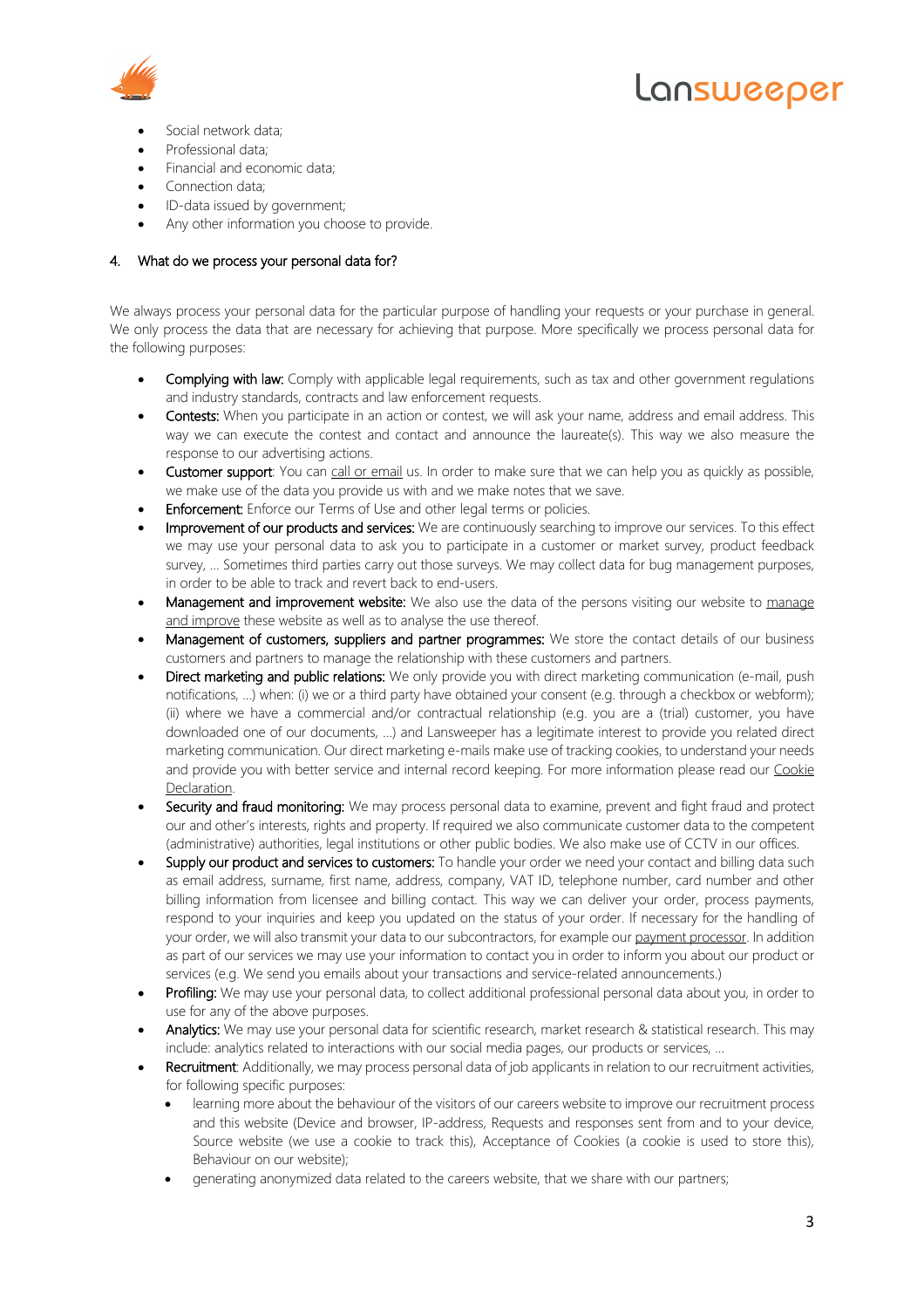- Social network data;
- Professional data;
- Financial and economic data;
- Connection data;
- ID-data issued by government;
- Any other information you choose to provide.

## 4. What do we process your personal data for?

We always process your personal data for the particular purpose of handling your requests or your purchase in general. We only process the data that are necessary for achieving that purpose. More specifically we process personal data for the following purposes:

- **Complying with law:** Comply with applicable legal requirements, such as tax and other government regulations and industry standards, contracts and law enforcement requests.
- **Contests:** When you participate in an action or contest, we will ask your name, address and email address. This way we can execute the contest and contact and announce the laureate(s). This way we also measure the response to our advertising actions.
- **Customer support**: You can call or email us. In order to make sure that we can help you as quickly as possible, we make use of the data you provide us with and we make notes that we save.
- **Enforcement:** Enforce our Terms of Use and other legal terms or policies.
- **Improvement of our products and services:** We are continuously searching to improve our services. To this effect we may use your personal data to ask you to participate in a customer or market survey, product feedback survey, ... Sometimes third parties carry out those surveys. We may collect data for bug management purposes, in order to be able to track and revert back to end-users.
- **Management and improvement website:** We also use the data of the persons visiting our website to manage and improve these website as well as to analyse the use thereof.
- **Management of customers, suppliers and partner programmes:** We store the contact details of our business customers and partners to manage the relationship with these customers and partners.
- **Direct marketing and public relations:** We only provide you with direct marketing communication (e-mail, push notifications, ...) when: (i) we or a third party have obtained your consent (e.g. through a checkbox or webform); (ii) where we have a commercial and/or contractual relationship (e.g. you are a (trial) customer, you have downloaded one of our documents, ...) and Lansweeper has a legitimate interest to provide you related direct marketing communication. Our direct marketing e-mails make use of tracking cookies, to understand your needs and provide you with better service and internal record keeping. For more information please read our Cookie Declaration.
- **Security and fraud monitoring:** We may process personal data to examine, prevent and fight fraud and protect our and other's interests, rights and property. If required we also communicate customer data to the competent (administrative) authorities, legal institutions or other public bodies. We also make use of CCTV in our offices.
- **Supply our product and services to customers:** To handle your order we need your contact and billing data such as email address, surname, first name, address, company, VAT ID, telephone number, card number and other billing information from licensee and billing contact. This way we can deliver your order, process payments, respond to your inquiries and keep you updated on the status of your order. If necessary for the handling of your order, we will also transmit your data to our subcontractors, for example our payment processor. In addition as part of our services we may use your information to contact you in order to inform you about our product or services (e.g. We send you emails about your transactions and service-related announcements.)
- **Profiling:** We may use your personal data, to collect additional professional personal data about you, in order to use for any of the above purposes.
- **Analytics:** We may use your personal data for scientific research, market research & statistical research. This may include: analytics related to interactions with our social media pages, our products or services, ...
- **Recruitment**: Additionally, we may process personal data of job applicants in relation to our recruitment activities, for following specific purposes:
  - learning more about the behaviour of the visitors of our careers website to improve our recruitment process and this website (Device and browser, IP-address, Requests and responses sent from and to your device, Source website (we use a cookie to track this), Acceptance of Cookies (a cookie is used to store this), Behaviour on our website);
  - generating anonymized data related to the careers website, that we share with our partners;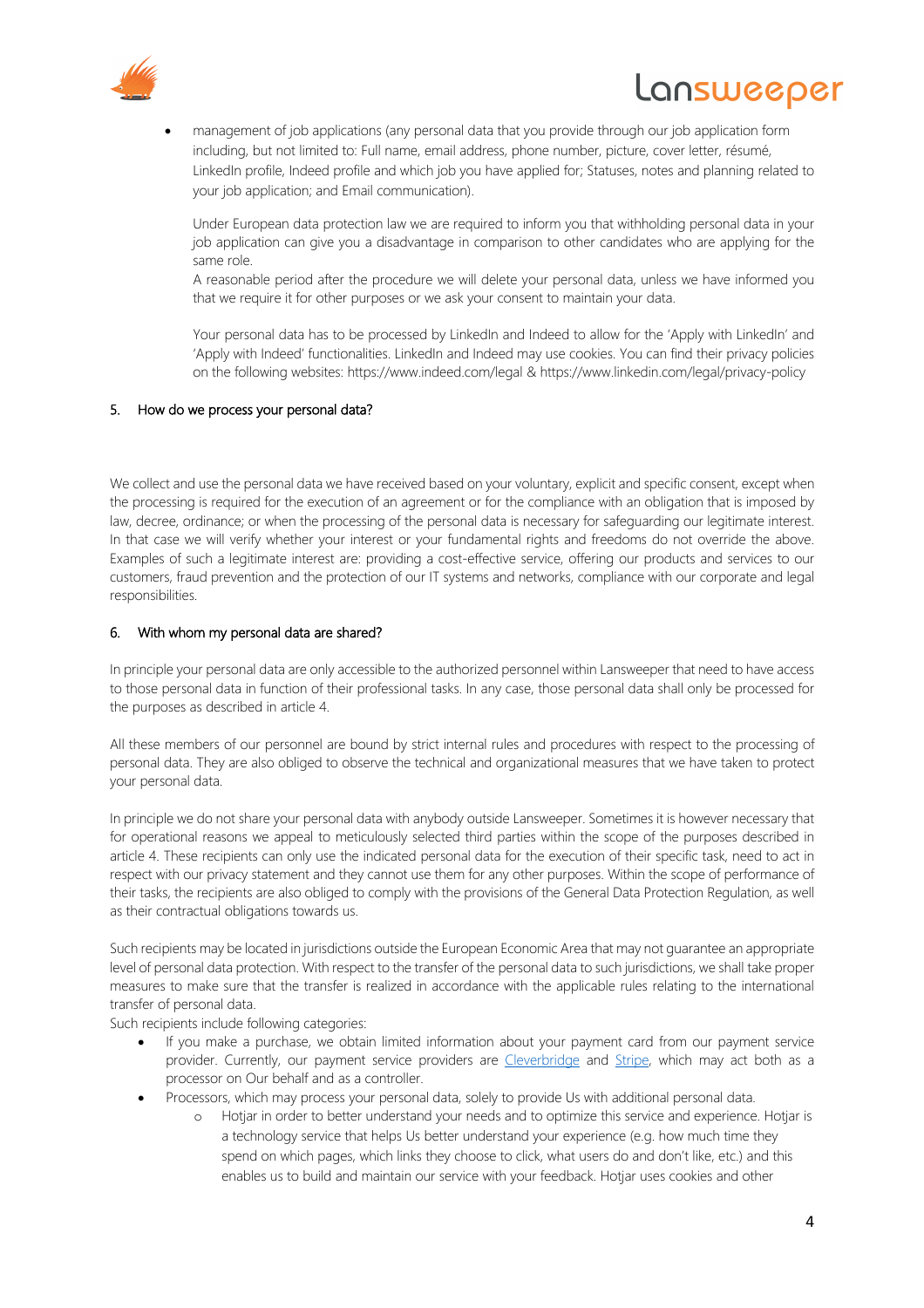- management of job applications (any personal data that you provide through our job application form including, but not limited to: Full name, email address, phone number, picture, cover letter, résumé, LinkedIn profile, Indeed profile and which job you have applied for; Statuses, notes and planning related to your job application; and Email communication).

  Under European data protection law we are required to inform you that withholding personal data in your job application can give you a disadvantage in comparison to other candidates who are applying for the same role.
  A reasonable period after the procedure we will delete your personal data, unless we have informed you that we require it for other purposes or we ask your consent to maintain your data.

  Your personal data has to be processed by LinkedIn and Indeed to allow for the 'Apply with LinkedIn' and 'Apply with Indeed' functionalities. LinkedIn and Indeed may use cookies. You can find their privacy policies on the following websites: https://www.indeed.com/legal & https://www.linkedin.com/legal/privacy-policy

## 5. How do we process your personal data?

We collect and use the personal data we have received based on your voluntary, explicit and specific consent, except when the processing is required for the execution of an agreement or for the compliance with an obligation that is imposed by law, decree, ordinance; or when the processing of the personal data is necessary for safeguarding our legitimate interest. In that case we will verify whether your interest or your fundamental rights and freedoms do not override the above. Examples of such a legitimate interest are: providing a cost-effective service, offering our products and services to our customers, fraud prevention and the protection of our IT systems and networks, compliance with our corporate and legal responsibilities.

## 6. With whom my personal data are shared?

In principle your personal data are only accessible to the authorized personnel within Lansweeper that need to have access to those personal data in function of their professional tasks. In any case, those personal data shall only be processed for the purposes as described in article 4.

All these members of our personnel are bound by strict internal rules and procedures with respect to the processing of personal data. They are also obliged to observe the technical and organizational measures that we have taken to protect your personal data.

In principle we do not share your personal data with anybody outside Lansweeper. Sometimes it is however necessary that for operational reasons we appeal to meticulously selected third parties within the scope of the purposes described in article 4. These recipients can only use the indicated personal data for the execution of their specific task, need to act in respect with our privacy statement and they cannot use them for any other purposes. Within the scope of performance of their tasks, the recipients are also obliged to comply with the provisions of the General Data Protection Regulation, as well as their contractual obligations towards us.

Such recipients may be located in jurisdictions outside the European Economic Area that may not guarantee an appropriate level of personal data protection. With respect to the transfer of the personal data to such jurisdictions, we shall take proper measures to make sure that the transfer is realized in accordance with the applicable rules relating to the international transfer of personal data.
Such recipients include following categories:

- If you make a purchase, we obtain limited information about your payment card from our payment service provider. Currently, our payment service providers are Cleverbridge and Stripe, which may act both as a processor on Our behalf and as a controller.
- Processors, which may process your personal data, solely to provide Us with additional personal data.
  - Hotjar in order to better understand your needs and to optimize this service and experience. Hotjar is a technology service that helps Us better understand your experience (e.g. how much time they spend on which pages, which links they choose to click, what users do and don't like, etc.) and this enables us to build and maintain our service with your feedback. Hotjar uses cookies and other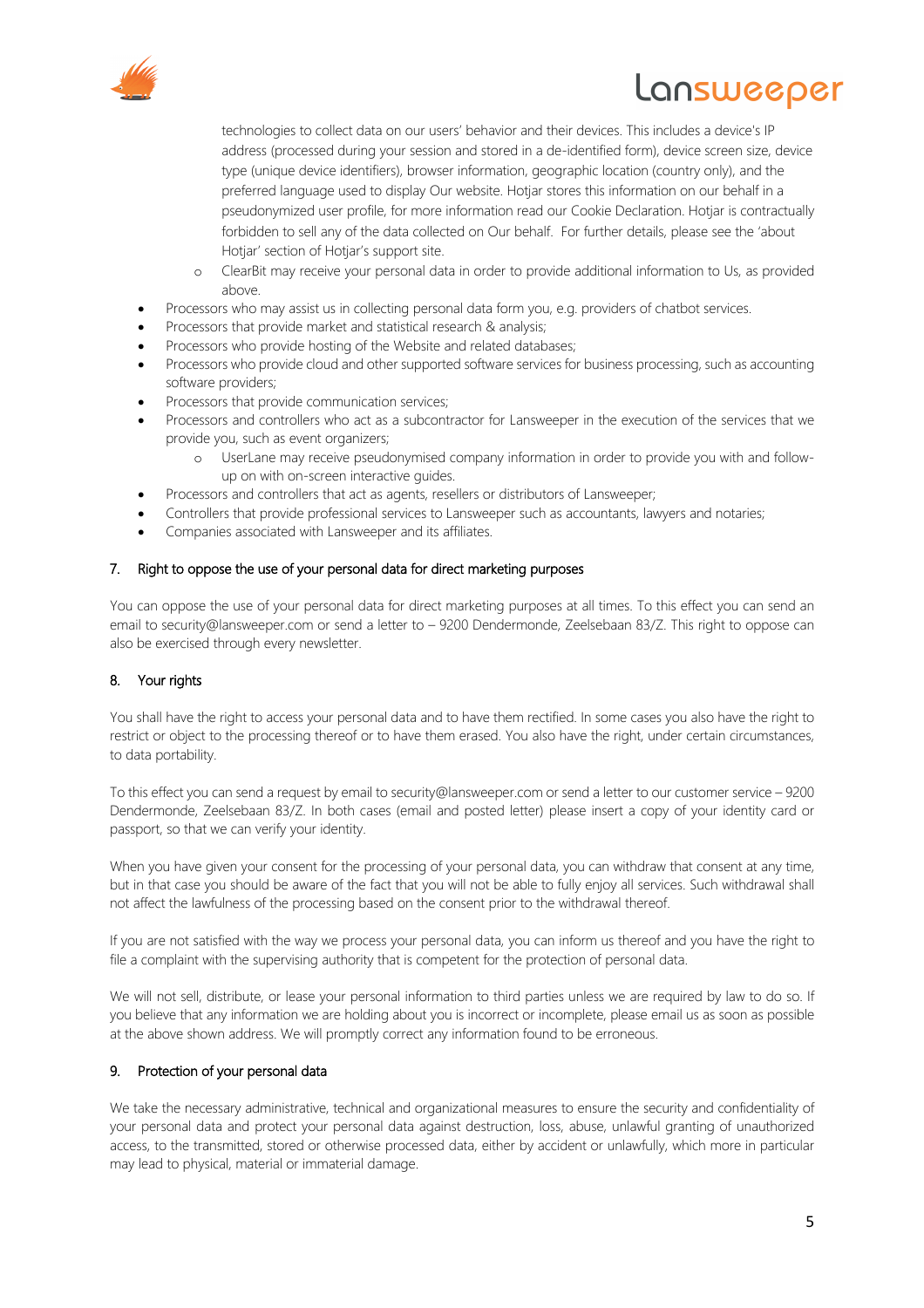technologies to collect data on our users' behavior and their devices. This includes a device's IP address (processed during your session and stored in a de-identified form), device screen size, device type (unique device identifiers), browser information, geographic location (country only), and the preferred language used to display Our website. Hotjar stores this information on our behalf in a pseudonymized user profile, for more information read our Cookie Declaration. Hotjar is contractually forbidden to sell any of the data collected on Our behalf. For further details, please see the 'about Hotjar' section of Hotjar's support site.

  - ClearBit may receive your personal data in order to provide additional information to Us, as provided above.
- Processors who may assist us in collecting personal data form you, e.g. providers of chatbot services.
- Processors that provide market and statistical research & analysis;
- Processors who provide hosting of the Website and related databases;
- Processors who provide cloud and other supported software services for business processing, such as accounting software providers;
- Processors that provide communication services;
- Processors and controllers who act as a subcontractor for Lansweeper in the execution of the services that we provide you, such as event organizers;
  - UserLane may receive pseudonymised company information in order to provide you with and follow-up on with on-screen interactive guides.
- Processors and controllers that act as agents, resellers or distributors of Lansweeper;
- Controllers that provide professional services to Lansweeper such as accountants, lawyers and notaries;
- Companies associated with Lansweeper and its affiliates.

## 7. Right to oppose the use of your personal data for direct marketing purposes

You can oppose the use of your personal data for direct marketing purposes at all times. To this effect you can send an email to security@lansweeper.com or send a letter to – 9200 Dendermonde, Zeelsebaan 83/Z. This right to oppose can also be exercised through every newsletter.

## 8. Your rights

You shall have the right to access your personal data and to have them rectified. In some cases you also have the right to restrict or object to the processing thereof or to have them erased. You also have the right, under certain circumstances, to data portability.

To this effect you can send a request by email to security@lansweeper.com or send a letter to our customer service – 9200 Dendermonde, Zeelsebaan 83/Z. In both cases (email and posted letter) please insert a copy of your identity card or passport, so that we can verify your identity.

When you have given your consent for the processing of your personal data, you can withdraw that consent at any time, but in that case you should be aware of the fact that you will not be able to fully enjoy all services. Such withdrawal shall not affect the lawfulness of the processing based on the consent prior to the withdrawal thereof.

If you are not satisfied with the way we process your personal data, you can inform us thereof and you have the right to file a complaint with the supervising authority that is competent for the protection of personal data.

We will not sell, distribute, or lease your personal information to third parties unless we are required by law to do so. If you believe that any information we are holding about you is incorrect or incomplete, please email us as soon as possible at the above shown address. We will promptly correct any information found to be erroneous.

## 9. Protection of your personal data

We take the necessary administrative, technical and organizational measures to ensure the security and confidentiality of your personal data and protect your personal data against destruction, loss, abuse, unlawful granting of unauthorized access, to the transmitted, stored or otherwise processed data, either by accident or unlawfully, which more in particular may lead to physical, material or immaterial damage.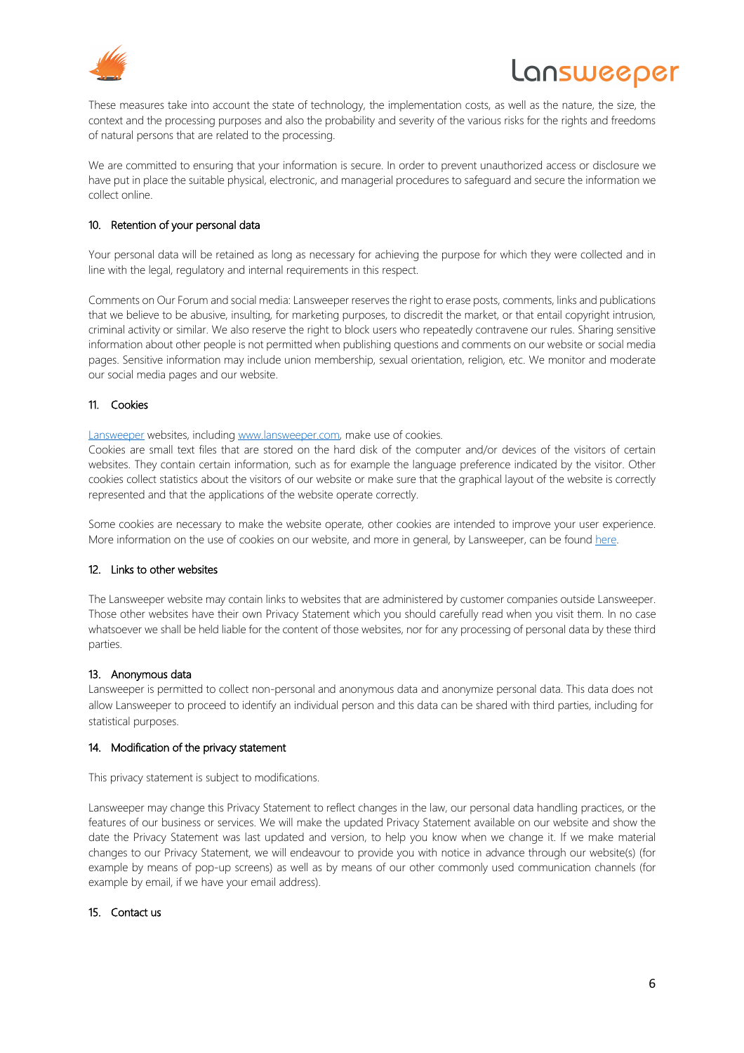These measures take into account the state of technology, the implementation costs, as well as the nature, the size, the context and the processing purposes and also the probability and severity of the various risks for the rights and freedoms of natural persons that are related to the processing.

We are committed to ensuring that your information is secure. In order to prevent unauthorized access or disclosure we have put in place the suitable physical, electronic, and managerial procedures to safeguard and secure the information we collect online.

## 10. Retention of your personal data

Your personal data will be retained as long as necessary for achieving the purpose for which they were collected and in line with the legal, regulatory and internal requirements in this respect.

Comments on Our Forum and social media: Lansweeper reserves the right to erase posts, comments, links and publications that we believe to be abusive, insulting, for marketing purposes, to discredit the market, or that entail copyright intrusion, criminal activity or similar. We also reserve the right to block users who repeatedly contravene our rules. Sharing sensitive information about other people is not permitted when publishing questions and comments on our website or social media pages. Sensitive information may include union membership, sexual orientation, religion, etc. We monitor and moderate our social media pages and our website.

## 11. Cookies

Lansweeper websites, including www.lansweeper.com, make use of cookies.
Cookies are small text files that are stored on the hard disk of the computer and/or devices of the visitors of certain websites. They contain certain information, such as for example the language preference indicated by the visitor. Other cookies collect statistics about the visitors of our website or make sure that the graphical layout of the website is correctly represented and that the applications of the website operate correctly.

Some cookies are necessary to make the website operate, other cookies are intended to improve your user experience. More information on the use of cookies on our website, and more in general, by Lansweeper, can be found here.

## 12. Links to other websites

The Lansweeper website may contain links to websites that are administered by customer companies outside Lansweeper. Those other websites have their own Privacy Statement which you should carefully read when you visit them. In no case whatsoever we shall be held liable for the content of those websites, nor for any processing of personal data by these third parties.

## 13. Anonymous data

Lansweeper is permitted to collect non-personal and anonymous data and anonymize personal data. This data does not allow Lansweeper to proceed to identify an individual person and this data can be shared with third parties, including for statistical purposes.

## 14. Modification of the privacy statement

This privacy statement is subject to modifications.

Lansweeper may change this Privacy Statement to reflect changes in the law, our personal data handling practices, or the features of our business or services. We will make the updated Privacy Statement available on our website and show the date the Privacy Statement was last updated and version, to help you know when we change it. If we make material changes to our Privacy Statement, we will endeavour to provide you with notice in advance through our website(s) (for example by means of pop-up screens) as well as by means of our other commonly used communication channels (for example by email, if we have your email address).

## 15. Contact us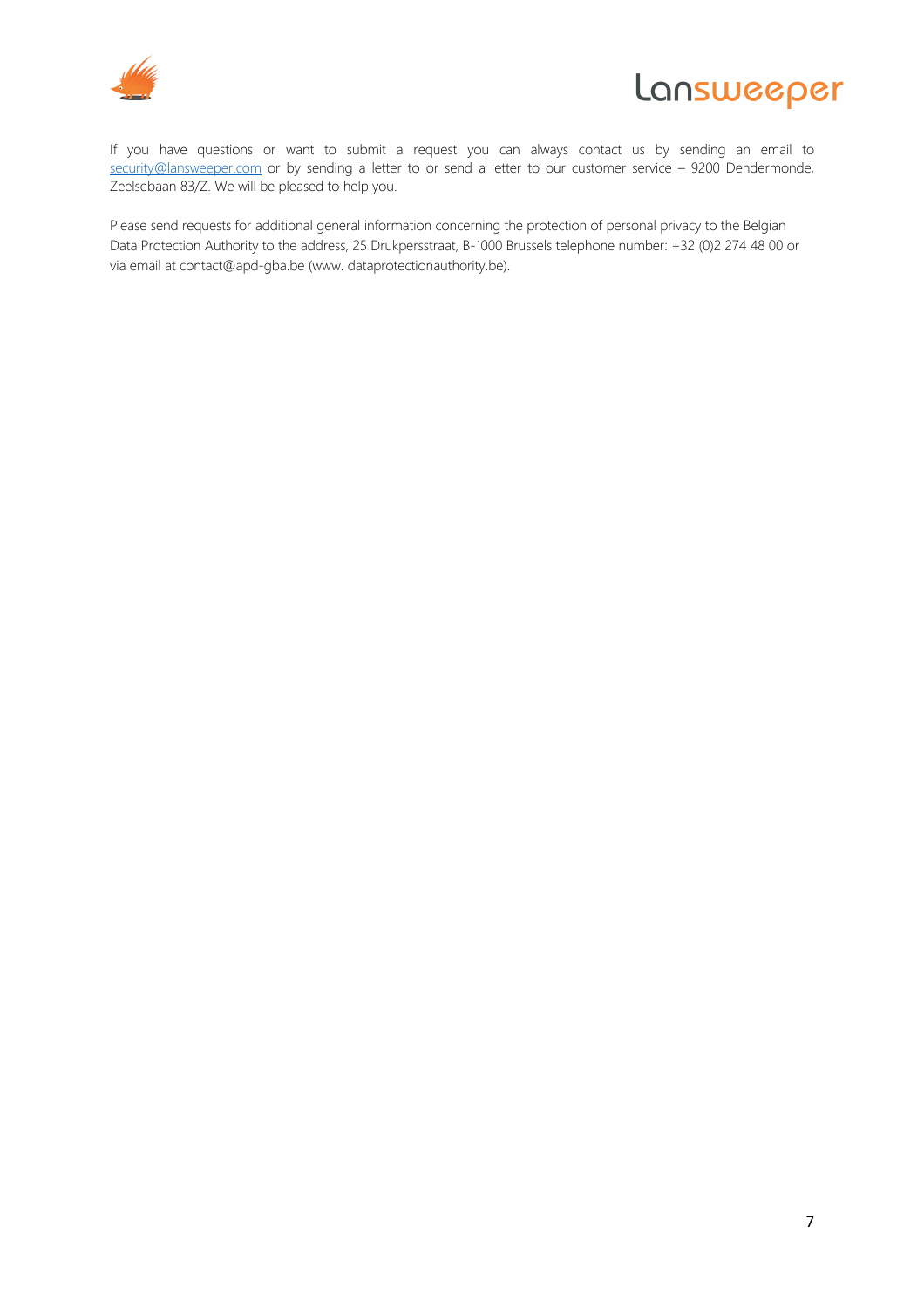If you have questions or want to submit a request you can always contact us by sending an email to security@lansweeper.com or by sending a letter to or send a letter to our customer service – 9200 Dendermonde, Zeelsebaan 83/Z. We will be pleased to help you.

Please send requests for additional general information concerning the protection of personal privacy to the Belgian Data Protection Authority to the address, 25 Drukpersstraat, B-1000 Brussels telephone number: +32 (0)2 274 48 00 or via email at contact@apd-gba.be (www. dataprotectionauthority.be).